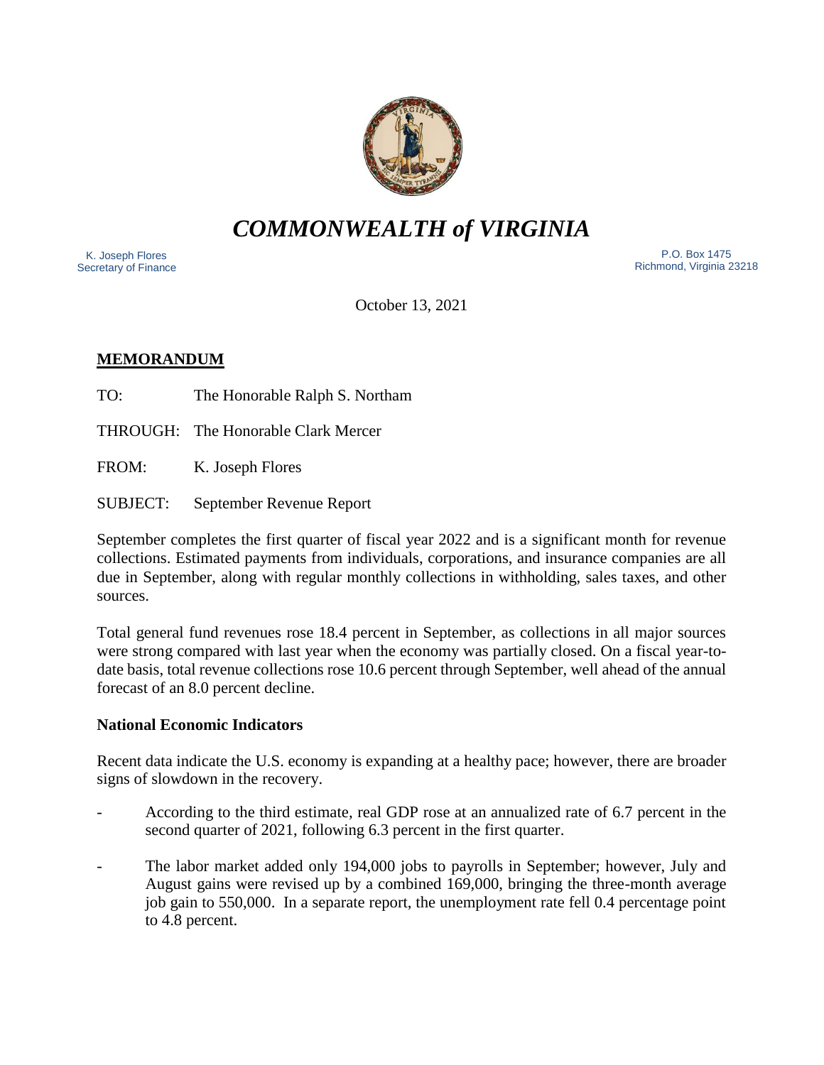# *COMMONWEALTH of VIRGINIA*

K. Joseph Flores
Secretary of Finance

P.O. Box 1475
Richmond, Virginia 23218

October 13, 2021

**MEMORANDUM**

TO: The Honorable Ralph S. Northam

THROUGH: The Honorable Clark Mercer

FROM: K. Joseph Flores

SUBJECT: September Revenue Report

September completes the first quarter of fiscal year 2022 and is a significant month for revenue collections. Estimated payments from individuals, corporations, and insurance companies are all due in September, along with regular monthly collections in withholding, sales taxes, and other sources.

Total general fund revenues rose 18.4 percent in September, as collections in all major sources were strong compared with last year when the economy was partially closed. On a fiscal year-to-date basis, total revenue collections rose 10.6 percent through September, well ahead of the annual forecast of an 8.0 percent decline.

**National Economic Indicators**

Recent data indicate the U.S. economy is expanding at a healthy pace; however, there are broader signs of slowdown in the recovery.

- According to the third estimate, real GDP rose at an annualized rate of 6.7 percent in the second quarter of 2021, following 6.3 percent in the first quarter.
- The labor market added only 194,000 jobs to payrolls in September; however, July and August gains were revised up by a combined 169,000, bringing the three-month average job gain to 550,000. In a separate report, the unemployment rate fell 0.4 percentage point to 4.8 percent.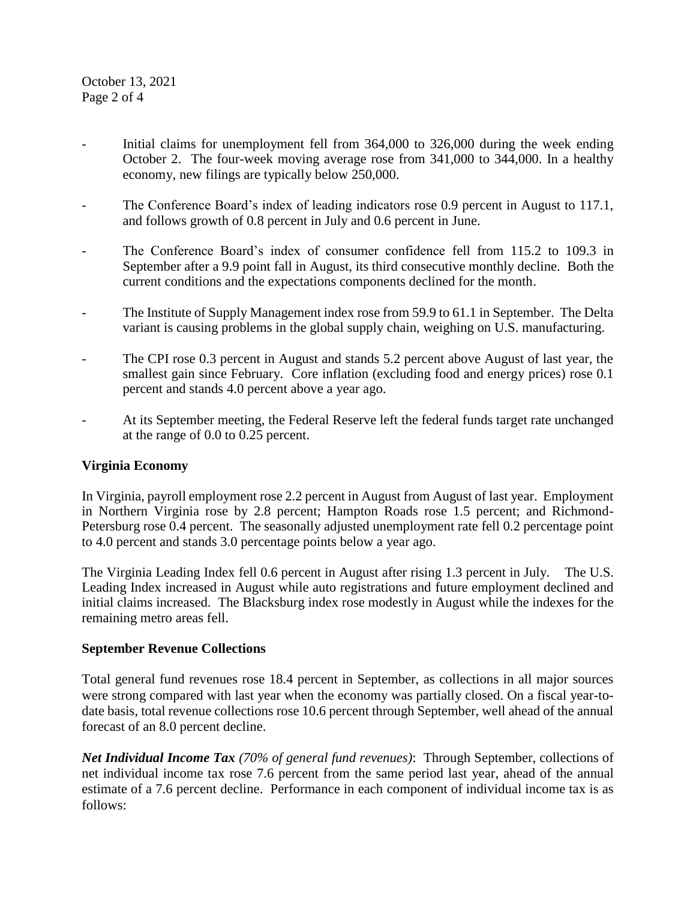- Initial claims for unemployment fell from 364,000 to 326,000 during the week ending October 2. The four-week moving average rose from 341,000 to 344,000. In a healthy economy, new filings are typically below 250,000.

- The Conference Board's index of leading indicators rose 0.9 percent in August to 117.1, and follows growth of 0.8 percent in July and 0.6 percent in June.

- The Conference Board's index of consumer confidence fell from 115.2 to 109.3 in September after a 9.9 point fall in August, its third consecutive monthly decline. Both the current conditions and the expectations components declined for the month.

- The Institute of Supply Management index rose from 59.9 to 61.1 in September. The Delta variant is causing problems in the global supply chain, weighing on U.S. manufacturing.

- The CPI rose 0.3 percent in August and stands 5.2 percent above August of last year, the smallest gain since February. Core inflation (excluding food and energy prices) rose 0.1 percent and stands 4.0 percent above a year ago.

- At its September meeting, the Federal Reserve left the federal funds target rate unchanged at the range of 0.0 to 0.25 percent.

**Virginia Economy**

In Virginia, payroll employment rose 2.2 percent in August from August of last year. Employment in Northern Virginia rose by 2.8 percent; Hampton Roads rose 1.5 percent; and Richmond-Petersburg rose 0.4 percent. The seasonally adjusted unemployment rate fell 0.2 percentage point to 4.0 percent and stands 3.0 percentage points below a year ago.

The Virginia Leading Index fell 0.6 percent in August after rising 1.3 percent in July. The U.S. Leading Index increased in August while auto registrations and future employment declined and initial claims increased. The Blacksburg index rose modestly in August while the indexes for the remaining metro areas fell.

**September Revenue Collections**

Total general fund revenues rose 18.4 percent in September, as collections in all major sources were strong compared with last year when the economy was partially closed. On a fiscal year-to-date basis, total revenue collections rose 10.6 percent through September, well ahead of the annual forecast of an 8.0 percent decline.

***Net Individual Income Tax*** *(70% of general fund revenues)*: Through September, collections of net individual income tax rose 7.6 percent from the same period last year, ahead of the annual estimate of a 7.6 percent decline. Performance in each component of individual income tax is as follows: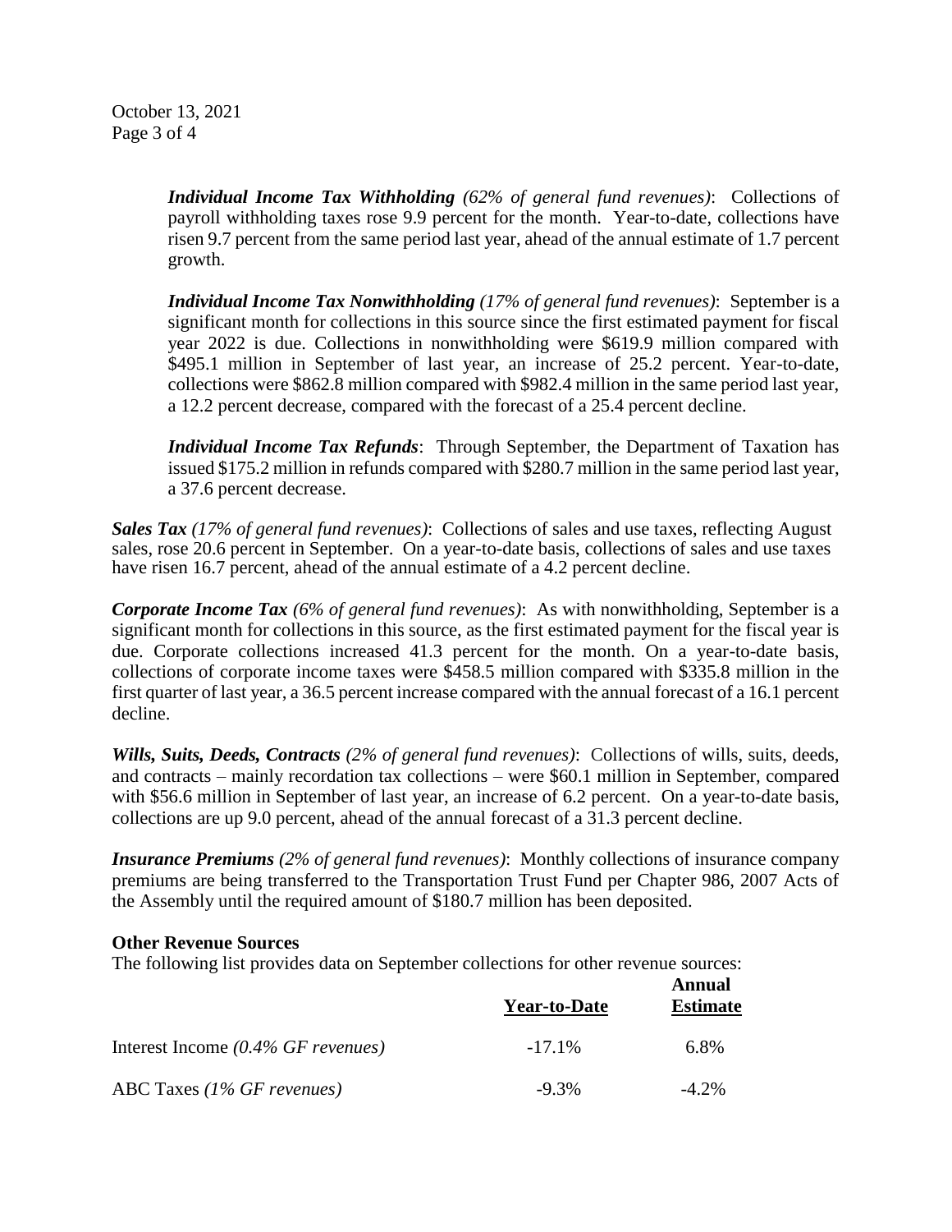***Individual Income Tax Withholding*** *(62% of general fund revenues)*: Collections of payroll withholding taxes rose 9.9 percent for the month. Year-to-date, collections have risen 9.7 percent from the same period last year, ahead of the annual estimate of 1.7 percent growth.

***Individual Income Tax Nonwithholding*** *(17% of general fund revenues)*: September is a significant month for collections in this source since the first estimated payment for fiscal year 2022 is due. Collections in nonwithholding were $619.9 million compared with $495.1 million in September of last year, an increase of 25.2 percent. Year-to-date, collections were $862.8 million compared with $982.4 million in the same period last year, a 12.2 percent decrease, compared with the forecast of a 25.4 percent decline.

***Individual Income Tax Refunds***: Through September, the Department of Taxation has issued $175.2 million in refunds compared with $280.7 million in the same period last year, a 37.6 percent decrease.

***Sales Tax*** *(17% of general fund revenues)*: Collections of sales and use taxes, reflecting August sales, rose 20.6 percent in September. On a year-to-date basis, collections of sales and use taxes have risen 16.7 percent, ahead of the annual estimate of a 4.2 percent decline.

***Corporate Income Tax*** *(6% of general fund revenues)*: As with nonwithholding, September is a significant month for collections in this source, as the first estimated payment for the fiscal year is due. Corporate collections increased 41.3 percent for the month. On a year-to-date basis, collections of corporate income taxes were $458.5 million compared with $335.8 million in the first quarter of last year, a 36.5 percent increase compared with the annual forecast of a 16.1 percent decline.

***Wills, Suits, Deeds, Contracts*** *(2% of general fund revenues)*: Collections of wills, suits, deeds, and contracts – mainly recordation tax collections – were $60.1 million in September, compared with $56.6 million in September of last year, an increase of 6.2 percent. On a year-to-date basis, collections are up 9.0 percent, ahead of the annual forecast of a 31.3 percent decline.

***Insurance Premiums*** *(2% of general fund revenues)*: Monthly collections of insurance company premiums are being transferred to the Transportation Trust Fund per Chapter 986, 2007 Acts of the Assembly until the required amount of $180.7 million has been deposited.

**Other Revenue Sources**

The following list provides data on September collections for other revenue sources:

| | **Year-to-Date** | **Annual Estimate** |
|---|---|---|
| Interest Income *(0.4% GF revenues)* | -17.1% | 6.8% |
| ABC Taxes *(1% GF revenues)* | -9.3% | -4.2% |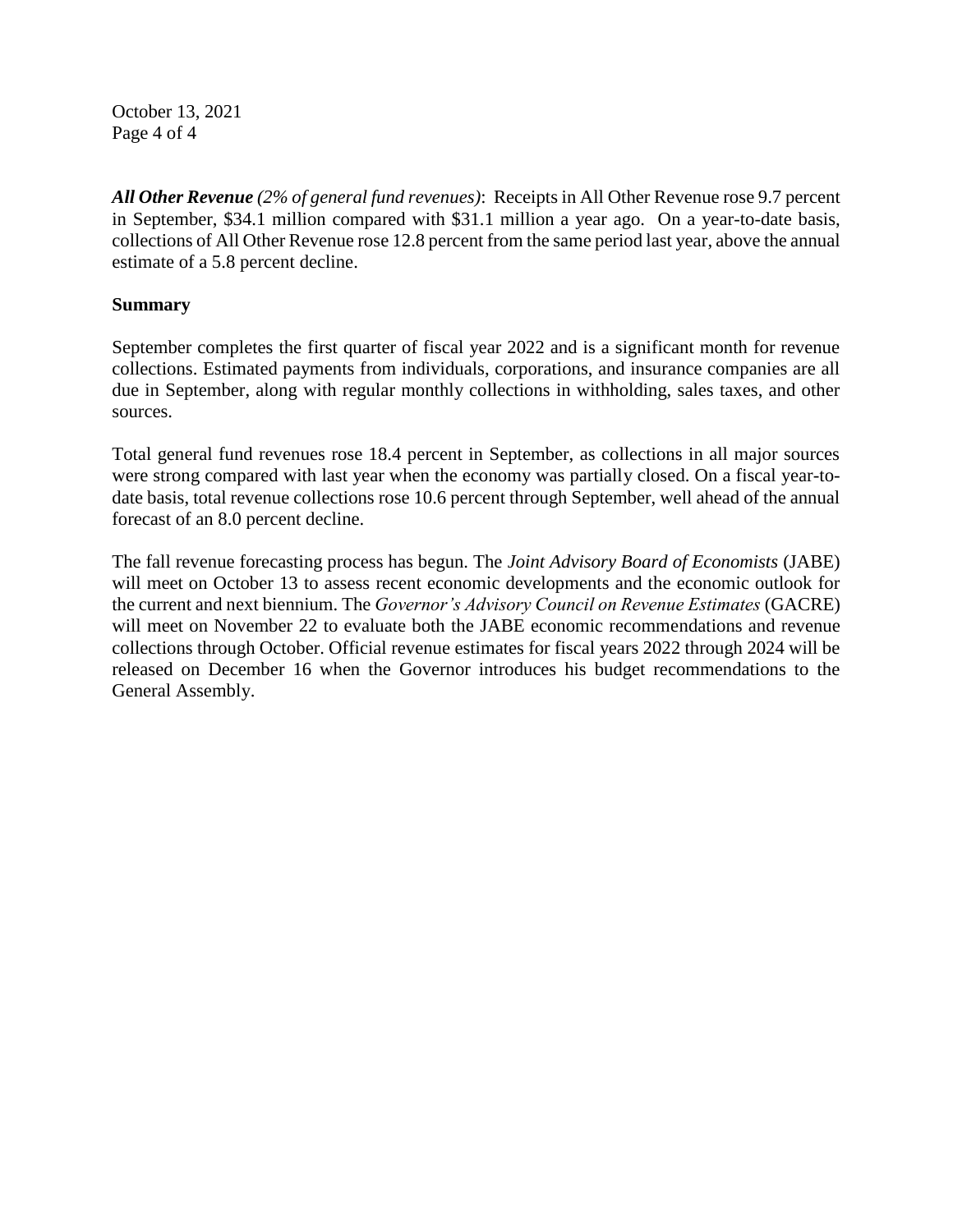***All Other Revenue*** *(2% of general fund revenues)*: Receipts in All Other Revenue rose 9.7 percent in September, $34.1 million compared with $31.1 million a year ago. On a year-to-date basis, collections of All Other Revenue rose 12.8 percent from the same period last year, above the annual estimate of a 5.8 percent decline.

**Summary**

September completes the first quarter of fiscal year 2022 and is a significant month for revenue collections. Estimated payments from individuals, corporations, and insurance companies are all due in September, along with regular monthly collections in withholding, sales taxes, and other sources.

Total general fund revenues rose 18.4 percent in September, as collections in all major sources were strong compared with last year when the economy was partially closed. On a fiscal year-to-date basis, total revenue collections rose 10.6 percent through September, well ahead of the annual forecast of an 8.0 percent decline.

The fall revenue forecasting process has begun. The *Joint Advisory Board of Economists* (JABE) will meet on October 13 to assess recent economic developments and the economic outlook for the current and next biennium. The *Governor's Advisory Council on Revenue Estimates* (GACRE) will meet on November 22 to evaluate both the JABE economic recommendations and revenue collections through October. Official revenue estimates for fiscal years 2022 through 2024 will be released on December 16 when the Governor introduces his budget recommendations to the General Assembly.